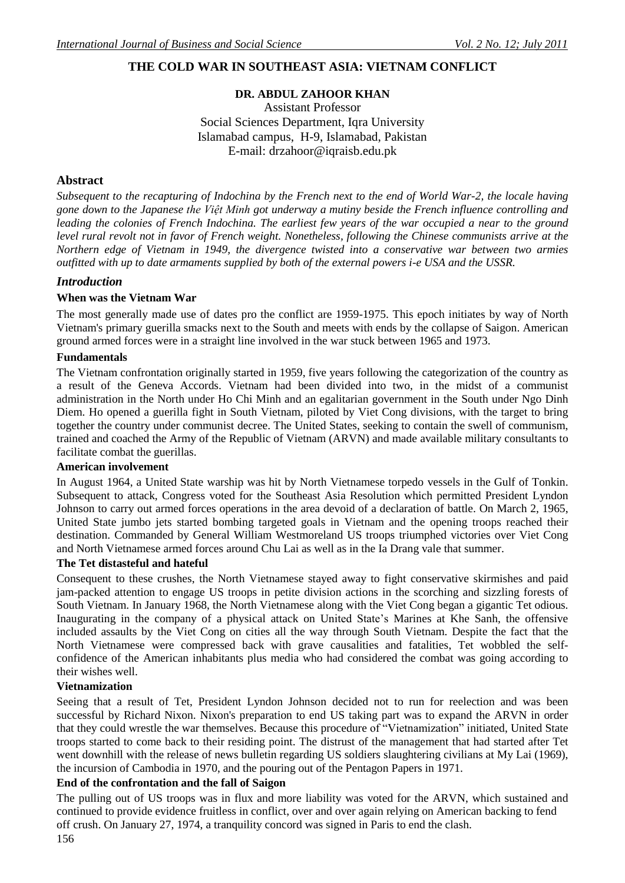# THE COLD WAR IN SOUTHEAST ASIA: VIETNAM CONFLICT

**DR. ABDUL ZAHOOR KHAN**

Assistant Professor
Social Sciences Department, Iqra University
Islamabad campus, H-9, Islamabad, Pakistan
E-mail: drzahoor@iqraisb.edu.pk

## Abstract

*Subsequent to the recapturing of Indochina by the French next to the end of World War-2, the locale having gone down to the Japanese the Việt Minh got underway a mutiny beside the French influence controlling and leading the colonies of French Indochina. The earliest few years of the war occupied a near to the ground level rural revolt not in favor of French weight. Nonetheless, following the Chinese communists arrive at the Northern edge of Vietnam in 1949, the divergence twisted into a conservative war between two armies outfitted with up to date armaments supplied by both of the external powers i-e USA and the USSR.*

## *Introduction*

### When was the Vietnam War

The most generally made use of dates pro the conflict are 1959-1975. This epoch initiates by way of North Vietnam's primary guerilla smacks next to the South and meets with ends by the collapse of Saigon. American ground armed forces were in a straight line involved in the war stuck between 1965 and 1973.

### Fundamentals

The Vietnam confrontation originally started in 1959, five years following the categorization of the country as a result of the Geneva Accords. Vietnam had been divided into two, in the midst of a communist administration in the North under Ho Chi Minh and an egalitarian government in the South under Ngo Dinh Diem. Ho opened a guerilla fight in South Vietnam, piloted by Viet Cong divisions, with the target to bring together the country under communist decree. The United States, seeking to contain the swell of communism, trained and coached the Army of the Republic of Vietnam (ARVN) and made available military consultants to facilitate combat the guerillas.

### American involvement

In August 1964, a United State warship was hit by North Vietnamese torpedo vessels in the Gulf of Tonkin. Subsequent to attack, Congress voted for the Southeast Asia Resolution which permitted President Lyndon Johnson to carry out armed forces operations in the area devoid of a declaration of battle. On March 2, 1965, United State jumbo jets started bombing targeted goals in Vietnam and the opening troops reached their destination. Commanded by General William Westmoreland US troops triumphed victories over Viet Cong and North Vietnamese armed forces around Chu Lai as well as in the Ia Drang vale that summer.

### The Tet distasteful and hateful

Consequent to these crushes, the North Vietnamese stayed away to fight conservative skirmishes and paid jam-packed attention to engage US troops in petite division actions in the scorching and sizzling forests of South Vietnam. In January 1968, the North Vietnamese along with the Viet Cong began a gigantic Tet odious. Inaugurating in the company of a physical attack on United State's Marines at Khe Sanh, the offensive included assaults by the Viet Cong on cities all the way through South Vietnam. Despite the fact that the North Vietnamese were compressed back with grave causalities and fatalities, Tet wobbled the self-confidence of the American inhabitants plus media who had considered the combat was going according to their wishes well.

### Vietnamization

Seeing that a result of Tet, President Lyndon Johnson decided not to run for reelection and was been successful by Richard Nixon. Nixon's preparation to end US taking part was to expand the ARVN in order that they could wrestle the war themselves. Because this procedure of "Vietnamization" initiated, United State troops started to come back to their residing point. The distrust of the management that had started after Tet went downhill with the release of news bulletin regarding US soldiers slaughtering civilians at My Lai (1969), the incursion of Cambodia in 1970, and the pouring out of the Pentagon Papers in 1971.

### End of the confrontation and the fall of Saigon

The pulling out of US troops was in flux and more liability was voted for the ARVN, which sustained and continued to provide evidence fruitless in conflict, over and over again relying on American backing to fend off crush. On January 27, 1974, a tranquility concord was signed in Paris to end the clash.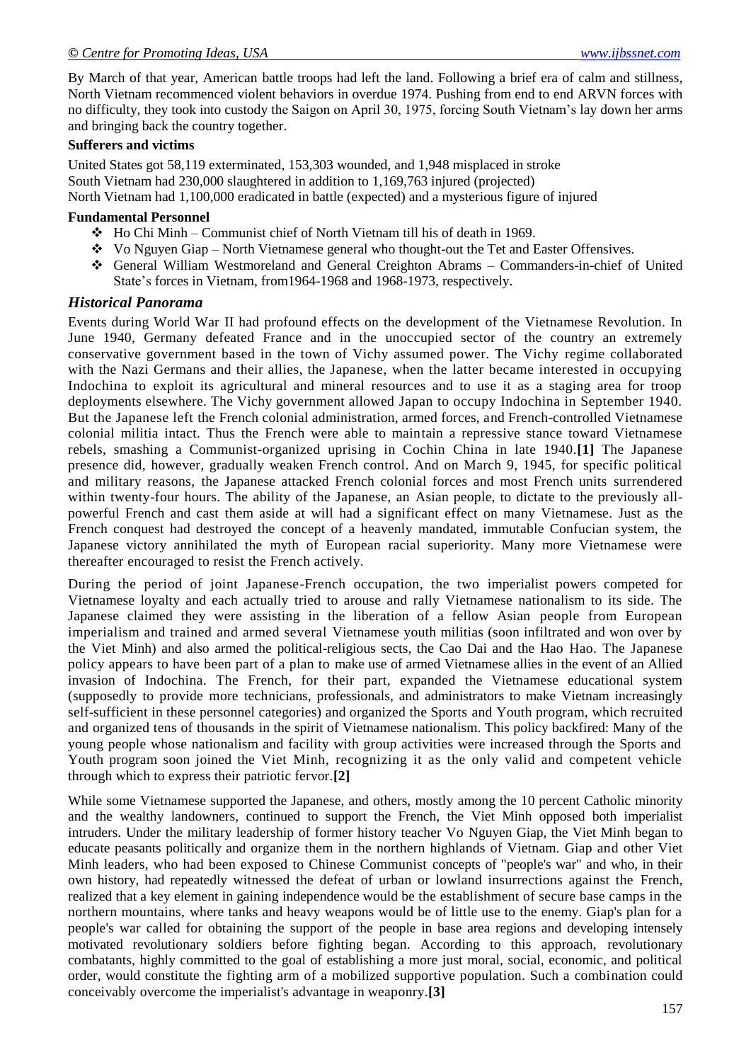By March of that year, American battle troops had left the land. Following a brief era of calm and stillness, North Vietnam recommenced violent behaviors in overdue 1974. Pushing from end to end ARVN forces with no difficulty, they took into custody the Saigon on April 30, 1975, forcing South Vietnam's lay down her arms and bringing back the country together.

**Sufferers and victims**

United States got 58,119 exterminated, 153,303 wounded, and 1,948 misplaced in stroke
South Vietnam had 230,000 slaughtered in addition to 1,169,763 injured (projected)
North Vietnam had 1,100,000 eradicated in battle (expected) and a mysterious figure of injured

**Fundamental Personnel**

- Ho Chi Minh – Communist chief of North Vietnam till his of death in 1969.
- Vo Nguyen Giap – North Vietnamese general who thought-out the Tet and Easter Offensives.
- General William Westmoreland and General Creighton Abrams – Commanders-in-chief of United State's forces in Vietnam, from1964-1968 and 1968-1973, respectively.

### *Historical Panorama*

Events during World War II had profound effects on the development of the Vietnamese Revolution. In June 1940, Germany defeated France and in the unoccupied sector of the country an extremely conservative government based in the town of Vichy assumed power. The Vichy regime collaborated with the Nazi Germans and their allies, the Japanese, when the latter became interested in occupying Indochina to exploit its agricultural and mineral resources and to use it as a staging area for troop deployments elsewhere. The Vichy government allowed Japan to occupy Indochina in September 1940. But the Japanese left the French colonial administration, armed forces, and French-controlled Vietnamese colonial militia intact. Thus the French were able to maintain a repressive stance toward Vietnamese rebels, smashing a Communist-organized uprising in Cochin China in late 1940.**[1]** The Japanese presence did, however, gradually weaken French control. And on March 9, 1945, for specific political and military reasons, the Japanese attacked French colonial forces and most French units surrendered within twenty-four hours. The ability of the Japanese, an Asian people, to dictate to the previously all-powerful French and cast them aside at will had a significant effect on many Vietnamese. Just as the French conquest had destroyed the concept of a heavenly mandated, immutable Confucian system, the Japanese victory annihilated the myth of European racial superiority. Many more Vietnamese were thereafter encouraged to resist the French actively.

During the period of joint Japanese-French occupation, the two imperialist powers competed for Vietnamese loyalty and each actually tried to arouse and rally Vietnamese nationalism to its side. The Japanese claimed they were assisting in the liberation of a fellow Asian people from European imperialism and trained and armed several Vietnamese youth militias (soon infiltrated and won over by the Viet Minh) and also armed the political-religious sects, the Cao Dai and the Hao Hao. The Japanese policy appears to have been part of a plan to make use of armed Vietnamese allies in the event of an Allied invasion of Indochina. The French, for their part, expanded the Vietnamese educational system (supposedly to provide more technicians, professionals, and administrators to make Vietnam increasingly self-sufficient in these personnel categories) and organized the Sports and Youth program, which recruited and organized tens of thousands in the spirit of Vietnamese nationalism. This policy backfired: Many of the young people whose nationalism and facility with group activities were increased through the Sports and Youth program soon joined the Viet Minh, recognizing it as the only valid and competent vehicle through which to express their patriotic fervor.**[2]**

While some Vietnamese supported the Japanese, and others, mostly among the 10 percent Catholic minority and the wealthy landowners, continued to support the French, the Viet Minh opposed both imperialist intruders. Under the military leadership of former history teacher Vo Nguyen Giap, the Viet Minh began to educate peasants politically and organize them in the northern highlands of Vietnam. Giap and other Viet Minh leaders, who had been exposed to Chinese Communist concepts of "people's war" and who, in their own history, had repeatedly witnessed the defeat of urban or lowland insurrections against the French, realized that a key element in gaining independence would be the establishment of secure base camps in the northern mountains, where tanks and heavy weapons would be of little use to the enemy. Giap's plan for a people's war called for obtaining the support of the people in base area regions and developing intensely motivated revolutionary soldiers before fighting began. According to this approach, revolutionary combatants, highly committed to the goal of establishing a more just moral, social, economic, and political order, would constitute the fighting arm of a mobilized supportive population. Such a combination could conceivably overcome the imperialist's advantage in weaponry.**[3]**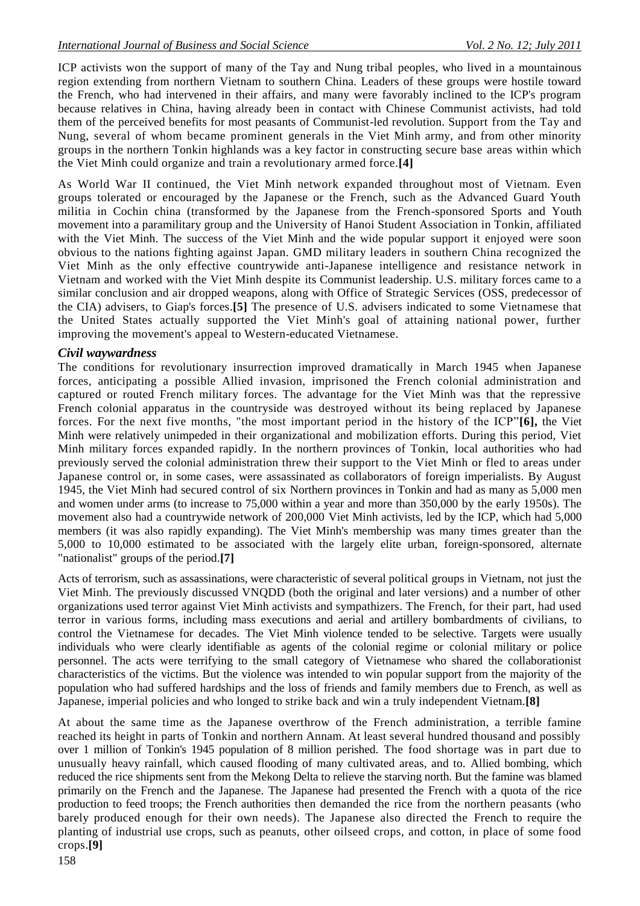ICP activists won the support of many of the Tay and Nung tribal peoples, who lived in a mountainous region extending from northern Vietnam to southern China. Leaders of these groups were hostile toward the French, who had intervened in their affairs, and many were favorably inclined to the ICP's program because relatives in China, having already been in contact with Chinese Communist activists, had told them of the perceived benefits for most peasants of Communist-led revolution. Support from the Tay and Nung, several of whom became prominent generals in the Viet Minh army, and from other minority groups in the northern Tonkin highlands was a key factor in constructing secure base areas within which the Viet Minh could organize and train a revolutionary armed force.**[4]**

As World War II continued, the Viet Minh network expanded throughout most of Vietnam. Even groups tolerated or encouraged by the Japanese or the French, such as the Advanced Guard Youth militia in Cochin china (transformed by the Japanese from the French-sponsored Sports and Youth movement into a paramilitary group and the University of Hanoi Student Association in Tonkin, affiliated with the Viet Minh. The success of the Viet Minh and the wide popular support it enjoyed were soon obvious to the nations fighting against Japan. GMD military leaders in southern China recognized the Viet Minh as the only effective countrywide anti-Japanese intelligence and resistance network in Vietnam and worked with the Viet Minh despite its Communist leadership. U.S. military forces came to a similar conclusion and air dropped weapons, along with Office of Strategic Services (OSS, predecessor of the CIA) advisers, to Giap's forces.**[5]** The presence of U.S. advisers indicated to some Vietnamese that the United States actually supported the Viet Minh's goal of attaining national power, further improving the movement's appeal to Western-educated Vietnamese.

### *Civil waywardness*

The conditions for revolutionary insurrection improved dramatically in March 1945 when Japanese forces, anticipating a possible Allied invasion, imprisoned the French colonial administration and captured or routed French military forces. The advantage for the Viet Minh was that the repressive French colonial apparatus in the countryside was destroyed without its being replaced by Japanese forces. For the next five months, "the most important period in the history of the ICP"**[6],** the Viet Minh were relatively unimpeded in their organizational and mobilization efforts. During this period, Viet Minh military forces expanded rapidly. In the northern provinces of Tonkin, local authorities who had previously served the colonial administration threw their support to the Viet Minh or fled to areas under Japanese control or, in some cases, were assassinated as collaborators of foreign imperialists. By August 1945, the Viet Minh had secured control of six Northern provinces in Tonkin and had as many as 5,000 men and women under arms (to increase to 75,000 within a year and more than 350,000 by the early 1950s). The movement also had a countrywide network of 200,000 Viet Minh activists, led by the ICP, which had 5,000 members (it was also rapidly expanding). The Viet Minh's membership was many times greater than the 5,000 to 10,000 estimated to be associated with the largely elite urban, foreign-sponsored, alternate "nationalist" groups of the period.**[7]**

Acts of terrorism, such as assassinations, were characteristic of several political groups in Vietnam, not just the Viet Minh. The previously discussed VNQDD (both the original and later versions) and a number of other organizations used terror against Viet Minh activists and sympathizers. The French, for their part, had used terror in various forms, including mass executions and aerial and artillery bombardments of civilians, to control the Vietnamese for decades. The Viet Minh violence tended to be selective. Targets were usually individuals who were clearly identifiable as agents of the colonial regime or colonial military or police personnel. The acts were terrifying to the small category of Vietnamese who shared the collaborationist characteristics of the victims. But the violence was intended to win popular support from the majority of the population who had suffered hardships and the loss of friends and family members due to French, as well as Japanese, imperial policies and who longed to strike back and win a truly independent Vietnam.**[8]**

At about the same time as the Japanese overthrow of the French administration, a terrible famine reached its height in parts of Tonkin and northern Annam. At least several hundred thousand and possibly over 1 million of Tonkin's 1945 population of 8 million perished. The food shortage was in part due to unusually heavy rainfall, which caused flooding of many cultivated areas, and to. Allied bombing, which reduced the rice shipments sent from the Mekong Delta to relieve the starving north. But the famine was blamed primarily on the French and the Japanese. The Japanese had presented the French with a quota of the rice production to feed troops; the French authorities then demanded the rice from the northern peasants (who barely produced enough for their own needs). The Japanese also directed the French to require the planting of industrial use crops, such as peanuts, other oilseed crops, and cotton, in place of some food crops.**[9]**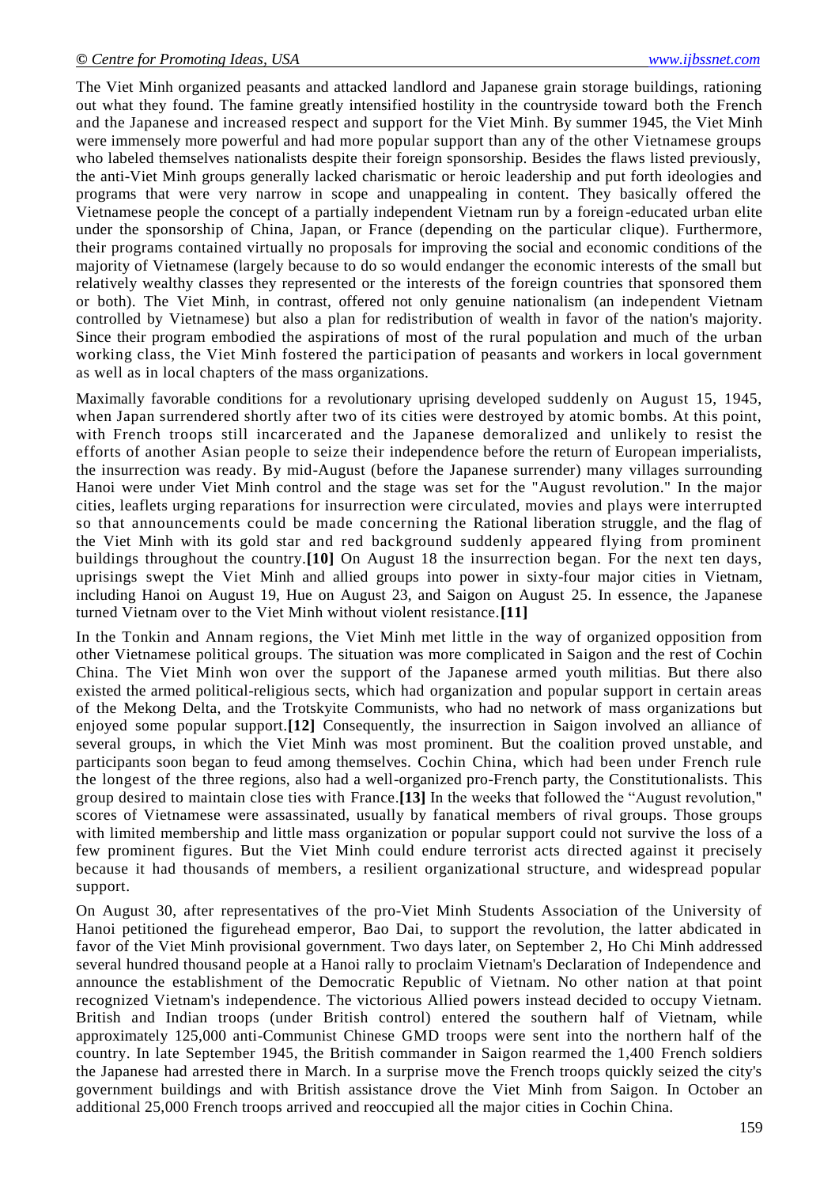The Viet Minh organized peasants and attacked landlord and Japanese grain storage buildings, rationing out what they found. The famine greatly intensified hostility in the countryside toward both the French and the Japanese and increased respect and support for the Viet Minh. By summer 1945, the Viet Minh were immensely more powerful and had more popular support than any of the other Vietnamese groups who labeled themselves nationalists despite their foreign sponsorship. Besides the flaws listed previously, the anti-Viet Minh groups generally lacked charismatic or heroic leadership and put forth ideologies and programs that were very narrow in scope and unappealing in content. They basically offered the Vietnamese people the concept of a partially independent Vietnam run by a foreign-educated urban elite under the sponsorship of China, Japan, or France (depending on the particular clique). Furthermore, their programs contained virtually no proposals for improving the social and economic conditions of the majority of Vietnamese (largely because to do so would endanger the economic interests of the small but relatively wealthy classes they represented or the interests of the foreign countries that sponsored them or both). The Viet Minh, in contrast, offered not only genuine nationalism (an independent Vietnam controlled by Vietnamese) but also a plan for redistribution of wealth in favor of the nation's majority. Since their program embodied the aspirations of most of the rural population and much of the urban working class, the Viet Minh fostered the participation of peasants and workers in local government as well as in local chapters of the mass organizations.

Maximally favorable conditions for a revolutionary uprising developed suddenly on August 15, 1945, when Japan surrendered shortly after two of its cities were destroyed by atomic bombs. At this point, with French troops still incarcerated and the Japanese demoralized and unlikely to resist the efforts of another Asian people to seize their independence before the return of European imperialists, the insurrection was ready. By mid-August (before the Japanese surrender) many villages surrounding Hanoi were under Viet Minh control and the stage was set for the "August revolution." In the major cities, leaflets urging reparations for insurrection were circulated, movies and plays were interrupted so that announcements could be made concerning the Rational liberation struggle, and the flag of the Viet Minh with its gold star and red background suddenly appeared flying from prominent buildings throughout the country.**[10]** On August 18 the insurrection began. For the next ten days, uprisings swept the Viet Minh and allied groups into power in sixty-four major cities in Vietnam, including Hanoi on August 19, Hue on August 23, and Saigon on August 25. In essence, the Japanese turned Vietnam over to the Viet Minh without violent resistance.**[11]**

In the Tonkin and Annam regions, the Viet Minh met little in the way of organized opposition from other Vietnamese political groups. The situation was more complicated in Saigon and the rest of Cochin China. The Viet Minh won over the support of the Japanese armed youth militias. But there also existed the armed political-religious sects, which had organization and popular support in certain areas of the Mekong Delta, and the Trotskyite Communists, who had no network of mass organizations but enjoyed some popular support.**[12]** Consequently, the insurrection in Saigon involved an alliance of several groups, in which the Viet Minh was most prominent. But the coalition proved unstable, and participants soon began to feud among themselves. Cochin China, which had been under French rule the longest of the three regions, also had a well-organized pro-French party, the Constitutionalists. This group desired to maintain close ties with France.**[13]** In the weeks that followed the "August revolution," scores of Vietnamese were assassinated, usually by fanatical members of rival groups. Those groups with limited membership and little mass organization or popular support could not survive the loss of a few prominent figures. But the Viet Minh could endure terrorist acts directed against it precisely because it had thousands of members, a resilient organizational structure, and widespread popular support.

On August 30, after representatives of the pro-Viet Minh Students Association of the University of Hanoi petitioned the figurehead emperor, Bao Dai, to support the revolution, the latter abdicated in favor of the Viet Minh provisional government. Two days later, on September 2, Ho Chi Minh addressed several hundred thousand people at a Hanoi rally to proclaim Vietnam's Declaration of Independence and announce the establishment of the Democratic Republic of Vietnam. No other nation at that point recognized Vietnam's independence. The victorious Allied powers instead decided to occupy Vietnam. British and Indian troops (under British control) entered the southern half of Vietnam, while approximately 125,000 anti-Communist Chinese GMD troops were sent into the northern half of the country. In late September 1945, the British commander in Saigon rearmed the 1,400 French soldiers the Japanese had arrested there in March. In a surprise move the French troops quickly seized the city's government buildings and with British assistance drove the Viet Minh from Saigon. In October an additional 25,000 French troops arrived and reoccupied all the major cities in Cochin China.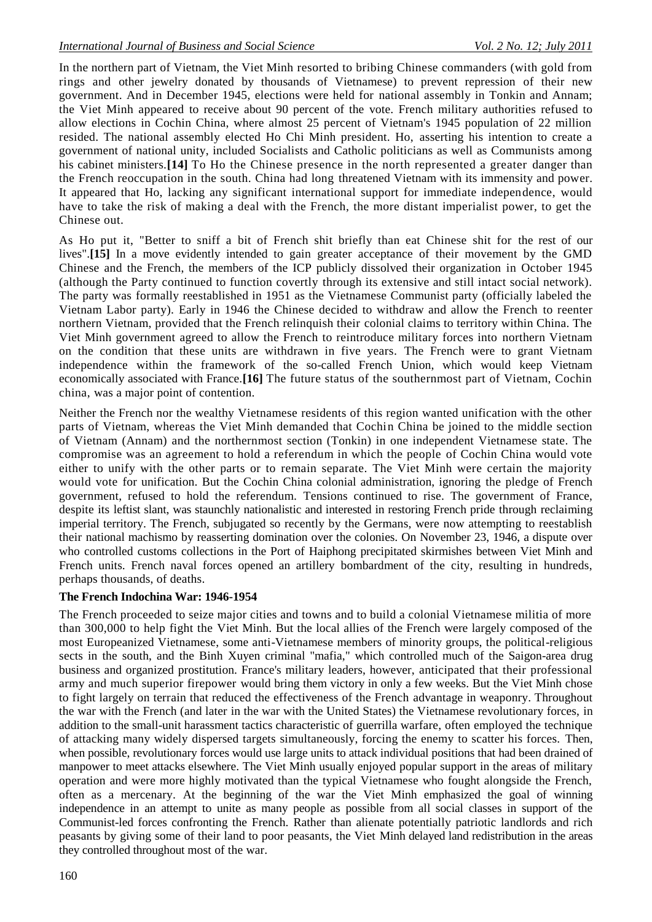In the northern part of Vietnam, the Viet Minh resorted to bribing Chinese commanders (with gold from rings and other jewelry donated by thousands of Vietnamese) to prevent repression of their new government. And in December 1945, elections were held for national assembly in Tonkin and Annam; the Viet Minh appeared to receive about 90 percent of the vote. French military authorities refused to allow elections in Cochin China, where almost 25 percent of Vietnam's 1945 population of 22 million resided. The national assembly elected Ho Chi Minh president. Ho, asserting his intention to create a government of national unity, included Socialists and Catholic politicians as well as Communists among his cabinet ministers.**[14]** To Ho the Chinese presence in the north represented a greater danger than the French reoccupation in the south. China had long threatened Vietnam with its immensity and power. It appeared that Ho, lacking any significant international support for immediate independence, would have to take the risk of making a deal with the French, the more distant imperialist power, to get the Chinese out.

As Ho put it, "Better to sniff a bit of French shit briefly than eat Chinese shit for the rest of our lives".**[15]** In a move evidently intended to gain greater acceptance of their movement by the GMD Chinese and the French, the members of the ICP publicly dissolved their organization in October 1945 (although the Party continued to function covertly through its extensive and still intact social network). The party was formally reestablished in 1951 as the Vietnamese Communist party (officially labeled the Vietnam Labor party). Early in 1946 the Chinese decided to withdraw and allow the French to reenter northern Vietnam, provided that the French relinquish their colonial claims to territory within China. The Viet Minh government agreed to allow the French to reintroduce military forces into northern Vietnam on the condition that these units are withdrawn in five years. The French were to grant Vietnam independence within the framework of the so-called French Union, which would keep Vietnam economically associated with France.**[16]** The future status of the southernmost part of Vietnam, Cochin china, was a major point of contention.

Neither the French nor the wealthy Vietnamese residents of this region wanted unification with the other parts of Vietnam, whereas the Viet Minh demanded that Cochin China be joined to the middle section of Vietnam (Annam) and the northernmost section (Tonkin) in one independent Vietnamese state. The compromise was an agreement to hold a referendum in which the people of Cochin China would vote either to unify with the other parts or to remain separate. The Viet Minh were certain the majority would vote for unification. But the Cochin China colonial administration, ignoring the pledge of French government, refused to hold the referendum. Tensions continued to rise. The government of France, despite its leftist slant, was staunchly nationalistic and interested in restoring French pride through reclaiming imperial territory. The French, subjugated so recently by the Germans, were now attempting to reestablish their national machismo by reasserting domination over the colonies. On November 23, 1946, a dispute over who controlled customs collections in the Port of Haiphong precipitated skirmishes between Viet Minh and French units. French naval forces opened an artillery bombardment of the city, resulting in hundreds, perhaps thousands, of deaths.

**The French Indochina War: 1946-1954**

The French proceeded to seize major cities and towns and to build a colonial Vietnamese militia of more than 300,000 to help fight the Viet Minh. But the local allies of the French were largely composed of the most Europeanized Vietnamese, some anti-Vietnamese members of minority groups, the political-religious sects in the south, and the Binh Xuyen criminal "mafia," which controlled much of the Saigon-area drug business and organized prostitution. France's military leaders, however, anticipated that their professional army and much superior firepower would bring them victory in only a few weeks. But the Viet Minh chose to fight largely on terrain that reduced the effectiveness of the French advantage in weaponry. Throughout the war with the French (and later in the war with the United States) the Vietnamese revolutionary forces, in addition to the small-unit harassment tactics characteristic of guerrilla warfare, often employed the technique of attacking many widely dispersed targets simultaneously, forcing the enemy to scatter his forces. Then, when possible, revolutionary forces would use large units to attack individual positions that had been drained of manpower to meet attacks elsewhere. The Viet Minh usually enjoyed popular support in the areas of military operation and were more highly motivated than the typical Vietnamese who fought alongside the French, often as a mercenary. At the beginning of the war the Viet Minh emphasized the goal of winning independence in an attempt to unite as many people as possible from all social classes in support of the Communist-led forces confronting the French. Rather than alienate potentially patriotic landlords and rich peasants by giving some of their land to poor peasants, the Viet Minh delayed land redistribution in the areas they controlled throughout most of the war.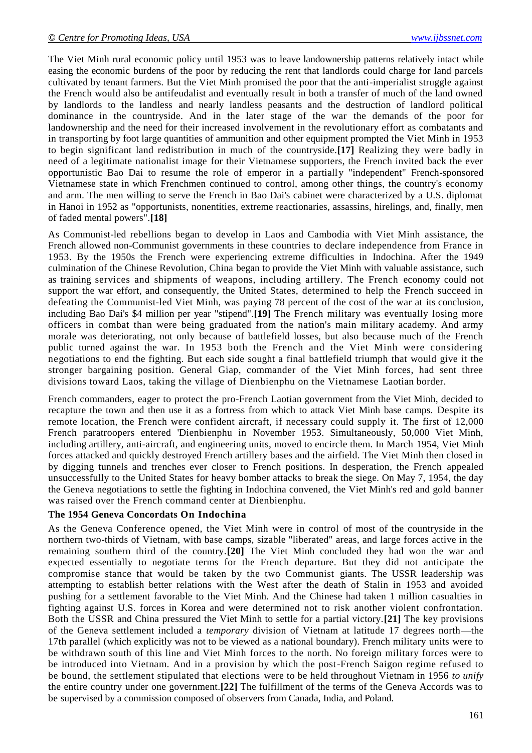The Viet Minh rural economic policy until 1953 was to leave landownership patterns relatively intact while easing the economic burdens of the poor by reducing the rent that landlords could charge for land parcels cultivated by tenant farmers. But the Viet Minh promised the poor that the anti-imperialist struggle against the French would also be antifeudalist and eventually result in both a transfer of much of the land owned by landlords to the landless and nearly landless peasants and the destruction of landlord political dominance in the countryside. And in the later stage of the war the demands of the poor for landownership and the need for their increased involvement in the revolutionary effort as combatants and in transporting by foot large quantities of ammunition and other equipment prompted the Viet Minh in 1953 to begin significant land redistribution in much of the countryside.**[17]** Realizing they were badly in need of a legitimate nationalist image for their Vietnamese supporters, the French invited back the ever opportunistic Bao Dai to resume the role of emperor in a partially "independent" French-sponsored Vietnamese state in which Frenchmen continued to control, among other things, the country's economy and arm. The men willing to serve the French in Bao Dai's cabinet were characterized by a U.S. diplomat in Hanoi in 1952 as "opportunists, nonentities, extreme reactionaries, assassins, hirelings, and, finally, men of faded mental powers".**[18]**

As Communist-led rebellions began to develop in Laos and Cambodia with Viet Minh assistance, the French allowed non-Communist governments in these countries to declare independence from France in 1953. By the 1950s the French were experiencing extreme difficulties in Indochina. After the 1949 culmination of the Chinese Revolution, China began to provide the Viet Minh with valuable assistance, such as training services and shipments of weapons, including artillery. The French economy could not support the war effort, and consequently, the United States, determined to help the French succeed in defeating the Communist-led Viet Minh, was paying 78 percent of the cost of the war at its conclusion, including Bao Dai's $4 million per year "stipend".**[19]** The French military was eventually losing more officers in combat than were being graduated from the nation's main military academy. And army morale was deteriorating, not only because of battlefield losses, but also because much of the French public turned against the war. In 1953 both the French and the Viet Minh were considering negotiations to end the fighting. But each side sought a final battlefield triumph that would give it the stronger bargaining position. General Giap, commander of the Viet Minh forces, had sent three divisions toward Laos, taking the village of Dienbienphu on the Vietnamese Laotian border.

French commanders, eager to protect the pro-French Laotian government from the Viet Minh, decided to recapture the town and then use it as a fortress from which to attack Viet Minh base camps. Despite its remote location, the French were confident aircraft, if necessary could supply it. The first of 12,000 French paratroopers entered 'Dienbienphu in November 1953. Simultaneously, 50,000 Viet Minh, including artillery, anti-aircraft, and engineering units, moved to encircle them. In March 1954, Viet Minh forces attacked and quickly destroyed French artillery bases and the airfield. The Viet Minh then closed in by digging tunnels and trenches ever closer to French positions. In desperation, the French appealed unsuccessfully to the United States for heavy bomber attacks to break the siege. On May 7, 1954, the day the Geneva negotiations to settle the fighting in Indochina convened, the Viet Minh's red and gold banner was raised over the French command center at Dienbienphu.

**The 1954 Geneva Concordats On Indochina**

As the Geneva Conference opened, the Viet Minh were in control of most of the countryside in the northern two-thirds of Vietnam, with base camps, sizable "liberated" areas, and large forces active in the remaining southern third of the country.**[20]** The Viet Minh concluded they had won the war and expected essentially to negotiate terms for the French departure. But they did not anticipate the compromise stance that would be taken by the two Communist giants. The USSR leadership was attempting to establish better relations with the West after the death of Stalin in 1953 and avoided pushing for a settlement favorable to the Viet Minh. And the Chinese had taken 1 million casualties in fighting against U.S. forces in Korea and were determined not to risk another violent confrontation. Both the USSR and China pressured the Viet Minh to settle for a partial victory.**[21]** The key provisions of the Geneva settlement included a *temporary* division of Vietnam at latitude 17 degrees north—the 17th parallel (which explicitly was not to be viewed as a national boundary). French military units were to be withdrawn south of this line and Viet Minh forces to the north. No foreign military forces were to be introduced into Vietnam. And in a provision by which the post-French Saigon regime refused to be bound, the settlement stipulated that elections were to be held throughout Vietnam in 1956 *to unify* the entire country under one government.**[22]** The fulfillment of the terms of the Geneva Accords was to be supervised by a commission composed of observers from Canada, India, and Poland.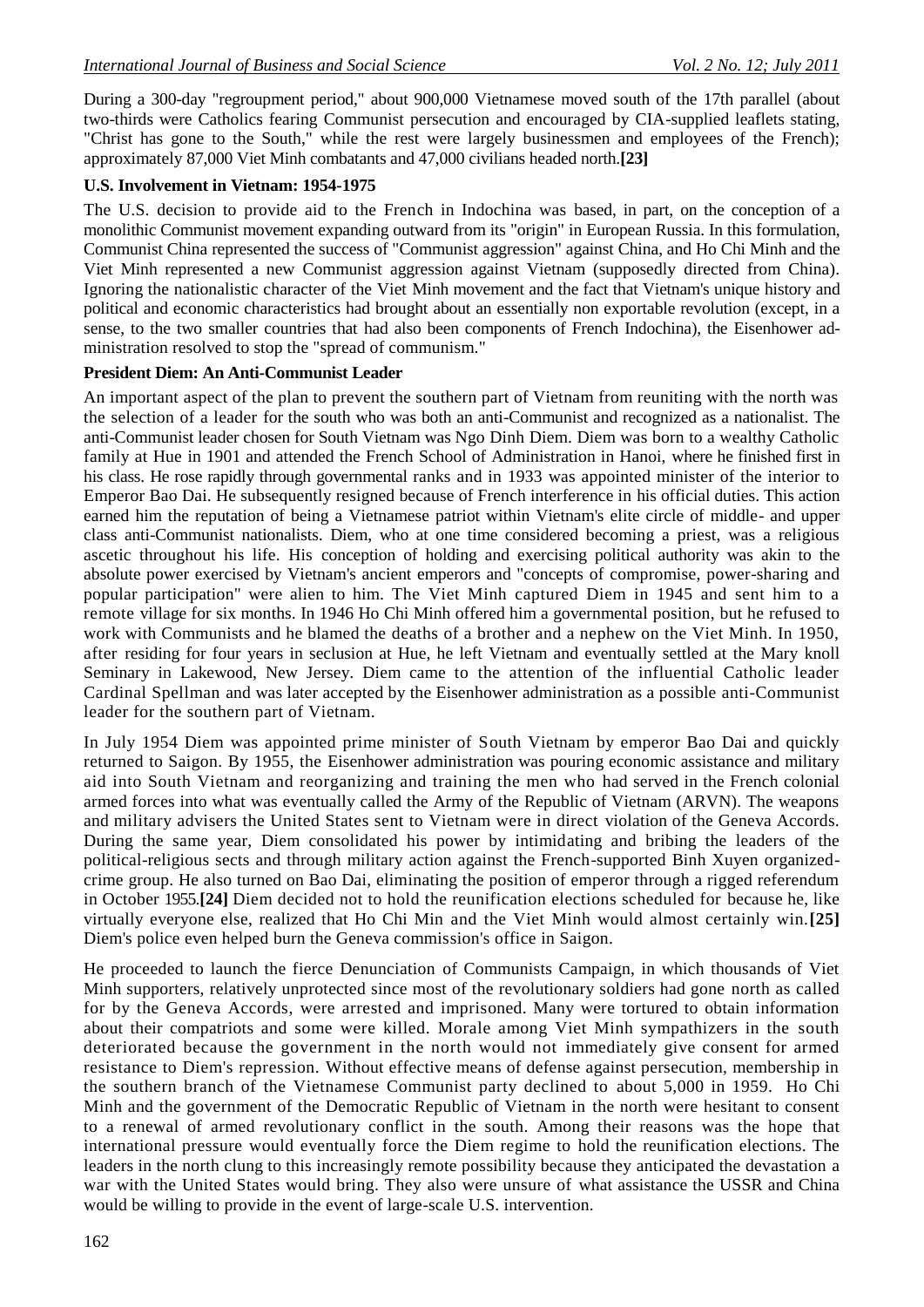During a 300-day "regroupment period," about 900,000 Vietnamese moved south of the 17th parallel (about two-thirds were Catholics fearing Communist persecution and encouraged by CIA-supplied leaflets stating, "Christ has gone to the South," while the rest were largely businessmen and employees of the French); approximately 87,000 Viet Minh combatants and 47,000 civilians headed north.**[23]**

**U.S. Involvement in Vietnam: 1954-1975**

The U.S. decision to provide aid to the French in Indochina was based, in part, on the conception of a monolithic Communist movement expanding outward from its "origin" in European Russia. In this formulation, Communist China represented the success of "Communist aggression" against China, and Ho Chi Minh and the Viet Minh represented a new Communist aggression against Vietnam (supposedly directed from China). Ignoring the nationalistic character of the Viet Minh movement and the fact that Vietnam's unique history and political and economic characteristics had brought about an essentially non exportable revolution (except, in a sense, to the two smaller countries that had also been components of French Indochina), the Eisenhower administration resolved to stop the "spread of communism."

**President Diem: An Anti-Communist Leader**

An important aspect of the plan to prevent the southern part of Vietnam from reuniting with the north was the selection of a leader for the south who was both an anti-Communist and recognized as a nationalist. The anti-Communist leader chosen for South Vietnam was Ngo Dinh Diem. Diem was born to a wealthy Catholic family at Hue in 1901 and attended the French School of Administration in Hanoi, where he finished first in his class. He rose rapidly through governmental ranks and in 1933 was appointed minister of the interior to Emperor Bao Dai. He subsequently resigned because of French interference in his official duties. This action earned him the reputation of being a Vietnamese patriot within Vietnam's elite circle of middle- and upper class anti-Communist nationalists. Diem, who at one time considered becoming a priest, was a religious ascetic throughout his life. His conception of holding and exercising political authority was akin to the absolute power exercised by Vietnam's ancient emperors and "concepts of compromise, power-sharing and popular participation" were alien to him. The Viet Minh captured Diem in 1945 and sent him to a remote village for six months. In 1946 Ho Chi Minh offered him a governmental position, but he refused to work with Communists and he blamed the deaths of a brother and a nephew on the Viet Minh. In 1950, after residing for four years in seclusion at Hue, he left Vietnam and eventually settled at the Mary knoll Seminary in Lakewood, New Jersey. Diem came to the attention of the influential Catholic leader Cardinal Spellman and was later accepted by the Eisenhower administration as a possible anti-Communist leader for the southern part of Vietnam.

In July 1954 Diem was appointed prime minister of South Vietnam by emperor Bao Dai and quickly returned to Saigon. By 1955, the Eisenhower administration was pouring economic assistance and military aid into South Vietnam and reorganizing and training the men who had served in the French colonial armed forces into what was eventually called the Army of the Republic of Vietnam (ARVN). The weapons and military advisers the United States sent to Vietnam were in direct violation of the Geneva Accords. During the same year, Diem consolidated his power by intimidating and bribing the leaders of the political-religious sects and through military action against the French-supported Binh Xuyen organized-crime group. He also turned on Bao Dai, eliminating the position of emperor through a rigged referendum in October 1955.**[24]** Diem decided not to hold the reunification elections scheduled for because he, like virtually everyone else, realized that Ho Chi Min and the Viet Minh would almost certainly win.**[25]** Diem's police even helped burn the Geneva commission's office in Saigon.

He proceeded to launch the fierce Denunciation of Communists Campaign, in which thousands of Viet Minh supporters, relatively unprotected since most of the revolutionary soldiers had gone north as called for by the Geneva Accords, were arrested and imprisoned. Many were tortured to obtain information about their compatriots and some were killed. Morale among Viet Minh sympathizers in the south deteriorated because the government in the north would not immediately give consent for armed resistance to Diem's repression. Without effective means of defense against persecution, membership in the southern branch of the Vietnamese Communist party declined to about 5,000 in 1959. Ho Chi Minh and the government of the Democratic Republic of Vietnam in the north were hesitant to consent to a renewal of armed revolutionary conflict in the south. Among their reasons was the hope that international pressure would eventually force the Diem regime to hold the reunification elections. The leaders in the north clung to this increasingly remote possibility because they anticipated the devastation a war with the United States would bring. They also were unsure of what assistance the USSR and China would be willing to provide in the event of large-scale U.S. intervention.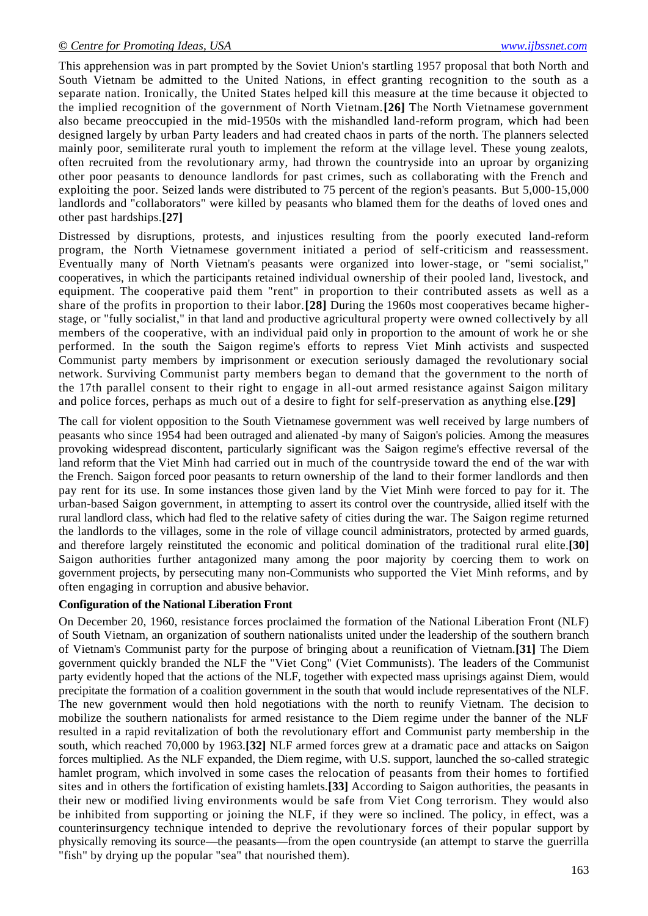This apprehension was in part prompted by the Soviet Union's startling 1957 proposal that both North and South Vietnam be admitted to the United Nations, in effect granting recognition to the south as a separate nation. Ironically, the United States helped kill this measure at the time because it objected to the implied recognition of the government of North Vietnam.**[26]** The North Vietnamese government also became preoccupied in the mid-1950s with the mishandled land-reform program, which had been designed largely by urban Party leaders and had created chaos in parts of the north. The planners selected mainly poor, semiliterate rural youth to implement the reform at the village level. These young zealots, often recruited from the revolutionary army, had thrown the countryside into an uproar by organizing other poor peasants to denounce landlords for past crimes, such as collaborating with the French and exploiting the poor. Seized lands were distributed to 75 percent of the region's peasants. But 5,000-15,000 landlords and "collaborators" were killed by peasants who blamed them for the deaths of loved ones and other past hardships.**[27]**

Distressed by disruptions, protests, and injustices resulting from the poorly executed land-reform program, the North Vietnamese government initiated a period of self-criticism and reassessment. Eventually many of North Vietnam's peasants were organized into lower-stage, or "semi socialist," cooperatives, in which the participants retained individual ownership of their pooled land, livestock, and equipment. The cooperative paid them "rent" in proportion to their contributed assets as well as a share of the profits in proportion to their labor.**[28]** During the 1960s most cooperatives became higher-stage, or "fully socialist," in that land and productive agricultural property were owned collectively by all members of the cooperative, with an individual paid only in proportion to the amount of work he or she performed. In the south the Saigon regime's efforts to repress Viet Minh activists and suspected Communist party members by imprisonment or execution seriously damaged the revolutionary social network. Surviving Communist party members began to demand that the government to the north of the 17th parallel consent to their right to engage in all-out armed resistance against Saigon military and police forces, perhaps as much out of a desire to fight for self-preservation as anything else.**[29]**

The call for violent opposition to the South Vietnamese government was well received by large numbers of peasants who since 1954 had been outraged and alienated -by many of Saigon's policies. Among the measures provoking widespread discontent, particularly significant was the Saigon regime's effective reversal of the land reform that the Viet Minh had carried out in much of the countryside toward the end of the war with the French. Saigon forced poor peasants to return ownership of the land to their former landlords and then pay rent for its use. In some instances those given land by the Viet Minh were forced to pay for it. The urban-based Saigon government, in attempting to assert its control over the countryside, allied itself with the rural landlord class, which had fled to the relative safety of cities during the war. The Saigon regime returned the landlords to the villages, some in the role of village council administrators, protected by armed guards, and therefore largely reinstituted the economic and political domination of the traditional rural elite.**[30]** Saigon authorities further antagonized many among the poor majority by coercing them to work on government projects, by persecuting many non-Communists who supported the Viet Minh reforms, and by often engaging in corruption and abusive behavior.

**Configuration of the National Liberation Front**

On December 20, 1960, resistance forces proclaimed the formation of the National Liberation Front (NLF) of South Vietnam, an organization of southern nationalists united under the leadership of the southern branch of Vietnam's Communist party for the purpose of bringing about a reunification of Vietnam.**[31]** The Diem government quickly branded the NLF the "Viet Cong" (Viet Communists). The leaders of the Communist party evidently hoped that the actions of the NLF, together with expected mass uprisings against Diem, would precipitate the formation of a coalition government in the south that would include representatives of the NLF. The new government would then hold negotiations with the north to reunify Vietnam. The decision to mobilize the southern nationalists for armed resistance to the Diem regime under the banner of the NLF resulted in a rapid revitalization of both the revolutionary effort and Communist party membership in the south, which reached 70,000 by 1963.**[32]** NLF armed forces grew at a dramatic pace and attacks on Saigon forces multiplied. As the NLF expanded, the Diem regime, with U.S. support, launched the so-called strategic hamlet program, which involved in some cases the relocation of peasants from their homes to fortified sites and in others the fortification of existing hamlets.**[33]** According to Saigon authorities, the peasants in their new or modified living environments would be safe from Viet Cong terrorism. They would also be inhibited from supporting or joining the NLF, if they were so inclined. The policy, in effect, was a counterinsurgency technique intended to deprive the revolutionary forces of their popular support by physically removing its source—the peasants—from the open countryside (an attempt to starve the guerrilla "fish" by drying up the popular "sea" that nourished them).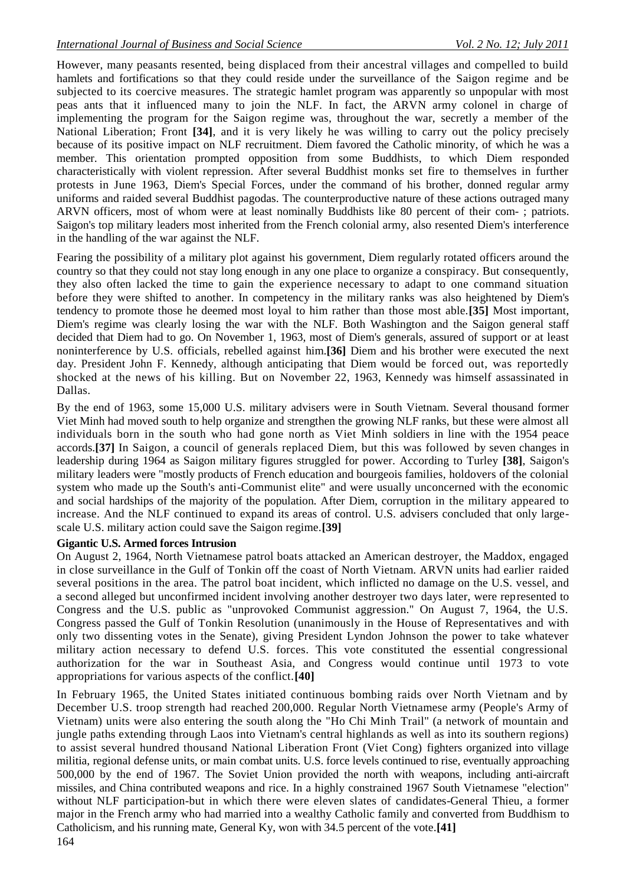However, many peasants resented, being displaced from their ancestral villages and compelled to build hamlets and fortifications so that they could reside under the surveillance of the Saigon regime and be subjected to its coercive measures. The strategic hamlet program was apparently so unpopular with most peas ants that it influenced many to join the NLF. In fact, the ARVN army colonel in charge of implementing the program for the Saigon regime was, throughout the war, secretly a member of the National Liberation; Front **[34]**, and it is very likely he was willing to carry out the policy precisely because of its positive impact on NLF recruitment. Diem favored the Catholic minority, of which he was a member. This orientation prompted opposition from some Buddhists, to which Diem responded characteristically with violent repression. After several Buddhist monks set fire to themselves in further protests in June 1963, Diem's Special Forces, under the command of his brother, donned regular army uniforms and raided several Buddhist pagodas. The counterproductive nature of these actions outraged many ARVN officers, most of whom were at least nominally Buddhists like 80 percent of their com- ; patriots. Saigon's top military leaders most inherited from the French colonial army, also resented Diem's interference in the handling of the war against the NLF.

Fearing the possibility of a military plot against his government, Diem regularly rotated officers around the country so that they could not stay long enough in any one place to organize a conspiracy. But consequently, they also often lacked the time to gain the experience necessary to adapt to one command situation before they were shifted to another. In competency in the military ranks was also heightened by Diem's tendency to promote those he deemed most loyal to him rather than those most able.**[35]** Most important, Diem's regime was clearly losing the war with the NLF. Both Washington and the Saigon general staff decided that Diem had to go. On November 1, 1963, most of Diem's generals, assured of support or at least noninterference by U.S. officials, rebelled against him.**[36]** Diem and his brother were executed the next day. President John F. Kennedy, although anticipating that Diem would be forced out, was reportedly shocked at the news of his killing. But on November 22, 1963, Kennedy was himself assassinated in Dallas.

By the end of 1963, some 15,000 U.S. military advisers were in South Vietnam. Several thousand former Viet Minh had moved south to help organize and strengthen the growing NLF ranks, but these were almost all individuals born in the south who had gone north as Viet Minh soldiers in line with the 1954 peace accords.**[37]** In Saigon, a council of generals replaced Diem, but this was followed by seven changes in leadership during 1964 as Saigon military figures struggled for power. According to Turley **[38]**, Saigon's military leaders were "mostly products of French education and bourgeois families, holdovers of the colonial system who made up the South's anti-Communist elite" and were usually unconcerned with the economic and social hardships of the majority of the population. After Diem, corruption in the military appeared to increase. And the NLF continued to expand its areas of control. U.S. advisers concluded that only large-scale U.S. military action could save the Saigon regime.**[39]**

**Gigantic U.S. Armed forces Intrusion**

On August 2, 1964, North Vietnamese patrol boats attacked an American destroyer, the Maddox, engaged in close surveillance in the Gulf of Tonkin off the coast of North Vietnam. ARVN units had earlier raided several positions in the area. The patrol boat incident, which inflicted no damage on the U.S. vessel, and a second alleged but unconfirmed incident involving another destroyer two days later, were represented to Congress and the U.S. public as "unprovoked Communist aggression." On August 7, 1964, the U.S. Congress passed the Gulf of Tonkin Resolution (unanimously in the House of Representatives and with only two dissenting votes in the Senate), giving President Lyndon Johnson the power to take whatever military action necessary to defend U.S. forces. This vote constituted the essential congressional authorization for the war in Southeast Asia, and Congress would continue until 1973 to vote appropriations for various aspects of the conflict.**[40]**

In February 1965, the United States initiated continuous bombing raids over North Vietnam and by December U.S. troop strength had reached 200,000. Regular North Vietnamese army (People's Army of Vietnam) units were also entering the south along the "Ho Chi Minh Trail" (a network of mountain and jungle paths extending through Laos into Vietnam's central highlands as well as into its southern regions) to assist several hundred thousand National Liberation Front (Viet Cong) fighters organized into village militia, regional defense units, or main combat units. U.S. force levels continued to rise, eventually approaching 500,000 by the end of 1967. The Soviet Union provided the north with weapons, including anti-aircraft missiles, and China contributed weapons and rice. In a highly constrained 1967 South Vietnamese "election" without NLF participation-but in which there were eleven slates of candidates-General Thieu, a former major in the French army who had married into a wealthy Catholic family and converted from Buddhism to Catholicism, and his running mate, General Ky, won with 34.5 percent of the vote.**[41]**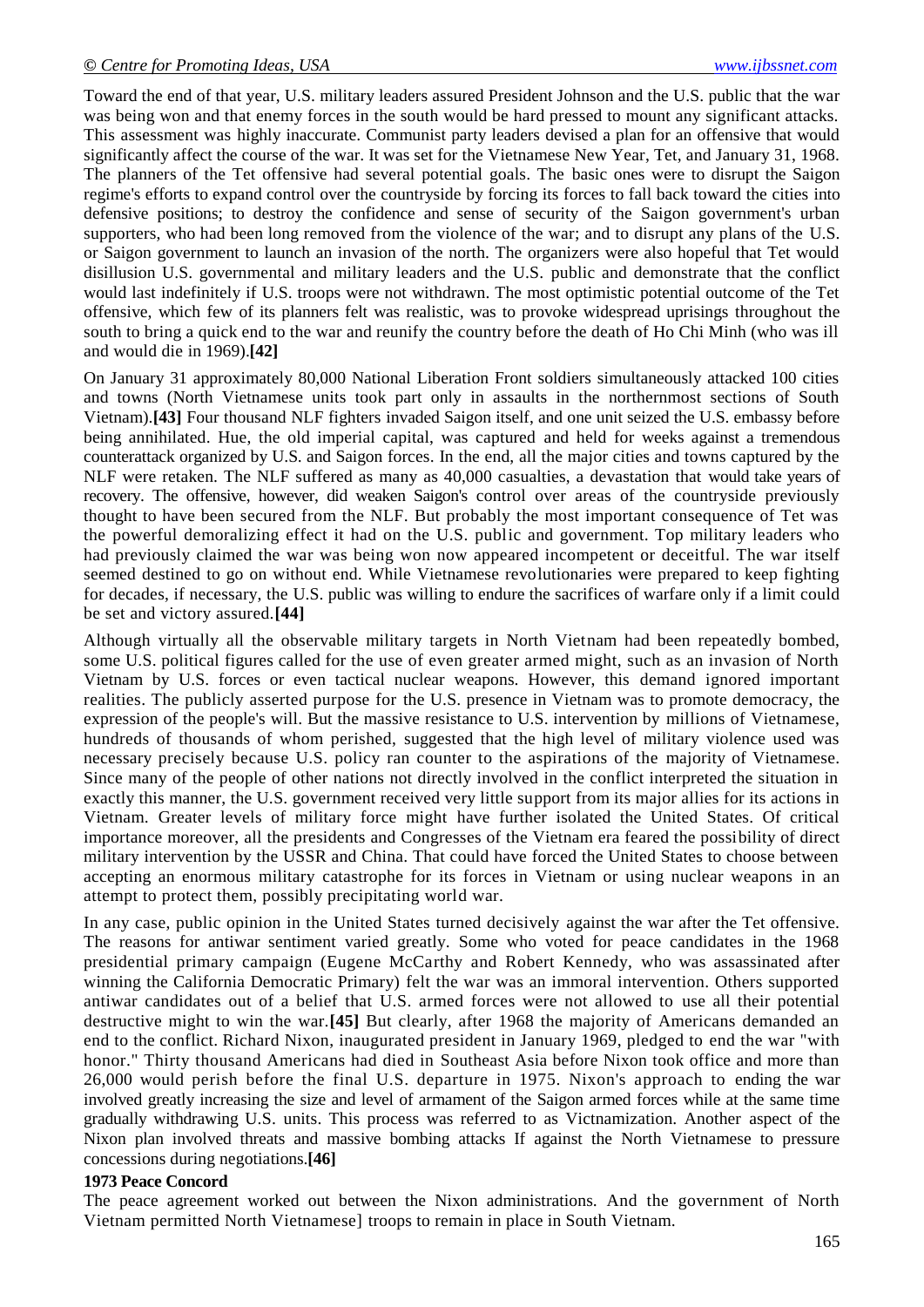Toward the end of that year, U.S. military leaders assured President Johnson and the U.S. public that the war was being won and that enemy forces in the south would be hard pressed to mount any significant attacks. This assessment was highly inaccurate. Communist party leaders devised a plan for an offensive that would significantly affect the course of the war. It was set for the Vietnamese New Year, Tet, and January 31, 1968. The planners of the Tet offensive had several potential goals. The basic ones were to disrupt the Saigon regime's efforts to expand control over the countryside by forcing its forces to fall back toward the cities into defensive positions; to destroy the confidence and sense of security of the Saigon government's urban supporters, who had been long removed from the violence of the war; and to disrupt any plans of the U.S. or Saigon government to launch an invasion of the north. The organizers were also hopeful that Tet would disillusion U.S. governmental and military leaders and the U.S. public and demonstrate that the conflict would last indefinitely if U.S. troops were not withdrawn. The most optimistic potential outcome of the Tet offensive, which few of its planners felt was realistic, was to provoke widespread uprisings throughout the south to bring a quick end to the war and reunify the country before the death of Ho Chi Minh (who was ill and would die in 1969).**[42]**

On January 31 approximately 80,000 National Liberation Front soldiers simultaneously attacked 100 cities and towns (North Vietnamese units took part only in assaults in the northernmost sections of South Vietnam).**[43]** Four thousand NLF fighters invaded Saigon itself, and one unit seized the U.S. embassy before being annihilated. Hue, the old imperial capital, was captured and held for weeks against a tremendous counterattack organized by U.S. and Saigon forces. In the end, all the major cities and towns captured by the NLF were retaken. The NLF suffered as many as 40,000 casualties, a devastation that would take years of recovery. The offensive, however, did weaken Saigon's control over areas of the countryside previously thought to have been secured from the NLF. But probably the most important consequence of Tet was the powerful demoralizing effect it had on the U.S. public and government. Top military leaders who had previously claimed the war was being won now appeared incompetent or deceitful. The war itself seemed destined to go on without end. While Vietnamese revolutionaries were prepared to keep fighting for decades, if necessary, the U.S. public was willing to endure the sacrifices of warfare only if a limit could be set and victory assured.**[44]**

Although virtually all the observable military targets in North Vietnam had been repeatedly bombed, some U.S. political figures called for the use of even greater armed might, such as an invasion of North Vietnam by U.S. forces or even tactical nuclear weapons. However, this demand ignored important realities. The publicly asserted purpose for the U.S. presence in Vietnam was to promote democracy, the expression of the people's will. But the massive resistance to U.S. intervention by millions of Vietnamese, hundreds of thousands of whom perished, suggested that the high level of military violence used was necessary precisely because U.S. policy ran counter to the aspirations of the majority of Vietnamese. Since many of the people of other nations not directly involved in the conflict interpreted the situation in exactly this manner, the U.S. government received very little support from its major allies for its actions in Vietnam. Greater levels of military force might have further isolated the United States. Of critical importance moreover, all the presidents and Congresses of the Vietnam era feared the possibility of direct military intervention by the USSR and China. That could have forced the United States to choose between accepting an enormous military catastrophe for its forces in Vietnam or using nuclear weapons in an attempt to protect them, possibly precipitating world war.

In any case, public opinion in the United States turned decisively against the war after the Tet offensive. The reasons for antiwar sentiment varied greatly. Some who voted for peace candidates in the 1968 presidential primary campaign (Eugene McCarthy and Robert Kennedy, who was assassinated after winning the California Democratic Primary) felt the war was an immoral intervention. Others supported antiwar candidates out of a belief that U.S. armed forces were not allowed to use all their potential destructive might to win the war.**[45]** But clearly, after 1968 the majority of Americans demanded an end to the conflict. Richard Nixon, inaugurated president in January 1969, pledged to end the war "with honor." Thirty thousand Americans had died in Southeast Asia before Nixon took office and more than 26,000 would perish before the final U.S. departure in 1975. Nixon's approach to ending the war involved greatly increasing the size and level of armament of the Saigon armed forces while at the same time gradually withdrawing U.S. units. This process was referred to as Victnamization. Another aspect of the Nixon plan involved threats and massive bombing attacks If against the North Vietnamese to pressure concessions during negotiations.**[46]**

**1973 Peace Concord**

The peace agreement worked out between the Nixon administrations. And the government of North Vietnam permitted North Vietnamese] troops to remain in place in South Vietnam.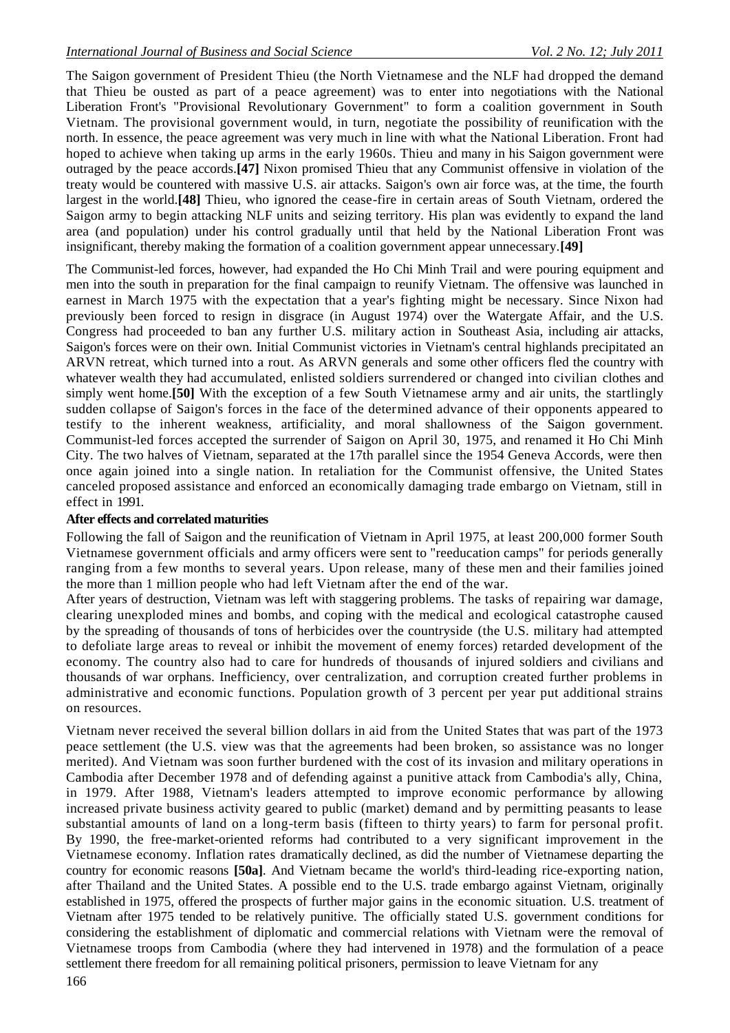The Saigon government of President Thieu (the North Vietnamese and the NLF had dropped the demand that Thieu be ousted as part of a peace agreement) was to enter into negotiations with the National Liberation Front's "Provisional Revolutionary Government" to form a coalition government in South Vietnam. The provisional government would, in turn, negotiate the possibility of reunification with the north. In essence, the peace agreement was very much in line with what the National Liberation. Front had hoped to achieve when taking up arms in the early 1960s. Thieu and many in his Saigon government were outraged by the peace accords.**[47]** Nixon promised Thieu that any Communist offensive in violation of the treaty would be countered with massive U.S. air attacks. Saigon's own air force was, at the time, the fourth largest in the world.**[48]** Thieu, who ignored the cease-fire in certain areas of South Vietnam, ordered the Saigon army to begin attacking NLF units and seizing territory. His plan was evidently to expand the land area (and population) under his control gradually until that held by the National Liberation Front was insignificant, thereby making the formation of a coalition government appear unnecessary.**[49]**

The Communist-led forces, however, had expanded the Ho Chi Minh Trail and were pouring equipment and men into the south in preparation for the final campaign to reunify Vietnam. The offensive was launched in earnest in March 1975 with the expectation that a year's fighting might be necessary. Since Nixon had previously been forced to resign in disgrace (in August 1974) over the Watergate Affair, and the U.S. Congress had proceeded to ban any further U.S. military action in Southeast Asia, including air attacks, Saigon's forces were on their own. Initial Communist victories in Vietnam's central highlands precipitated an ARVN retreat, which turned into a rout. As ARVN generals and some other officers fled the country with whatever wealth they had accumulated, enlisted soldiers surrendered or changed into civilian clothes and simply went home.**[50]** With the exception of a few South Vietnamese army and air units, the startlingly sudden collapse of Saigon's forces in the face of the determined advance of their opponents appeared to testify to the inherent weakness, artificiality, and moral shallowness of the Saigon government. Communist-led forces accepted the surrender of Saigon on April 30, 1975, and renamed it Ho Chi Minh City. The two halves of Vietnam, separated at the 17th parallel since the 1954 Geneva Accords, were then once again joined into a single nation. In retaliation for the Communist offensive, the United States canceled proposed assistance and enforced an economically damaging trade embargo on Vietnam, still in effect in 1991.

**After effects and correlated maturities**

Following the fall of Saigon and the reunification of Vietnam in April 1975, at least 200,000 former South Vietnamese government officials and army officers were sent to "reeducation camps" for periods generally ranging from a few months to several years. Upon release, many of these men and their families joined the more than 1 million people who had left Vietnam after the end of the war.

After years of destruction, Vietnam was left with staggering problems. The tasks of repairing war damage, clearing unexploded mines and bombs, and coping with the medical and ecological catastrophe caused by the spreading of thousands of tons of herbicides over the countryside (the U.S. military had attempted to defoliate large areas to reveal or inhibit the movement of enemy forces) retarded development of the economy. The country also had to care for hundreds of thousands of injured soldiers and civilians and thousands of war orphans. Inefficiency, over centralization, and corruption created further problems in administrative and economic functions. Population growth of 3 percent per year put additional strains on resources.

Vietnam never received the several billion dollars in aid from the United States that was part of the 1973 peace settlement (the U.S. view was that the agreements had been broken, so assistance was no longer merited). And Vietnam was soon further burdened with the cost of its invasion and military operations in Cambodia after December 1978 and of defending against a punitive attack from Cambodia's ally, China, in 1979. After 1988, Vietnam's leaders attempted to improve economic performance by allowing increased private business activity geared to public (market) demand and by permitting peasants to lease substantial amounts of land on a long-term basis (fifteen to thirty years) to farm for personal profit. By 1990, the free-market-oriented reforms had contributed to a very significant improvement in the Vietnamese economy. Inflation rates dramatically declined, as did the number of Vietnamese departing the country for economic reasons **[50a]**. And Vietnam became the world's third-leading rice-exporting nation, after Thailand and the United States. A possible end to the U.S. trade embargo against Vietnam, originally established in 1975, offered the prospects of further major gains in the economic situation. U.S. treatment of Vietnam after 1975 tended to be relatively punitive. The officially stated U.S. government conditions for considering the establishment of diplomatic and commercial relations with Vietnam were the removal of Vietnamese troops from Cambodia (where they had intervened in 1978) and the formulation of a peace settlement there freedom for all remaining political prisoners, permission to leave Vietnam for any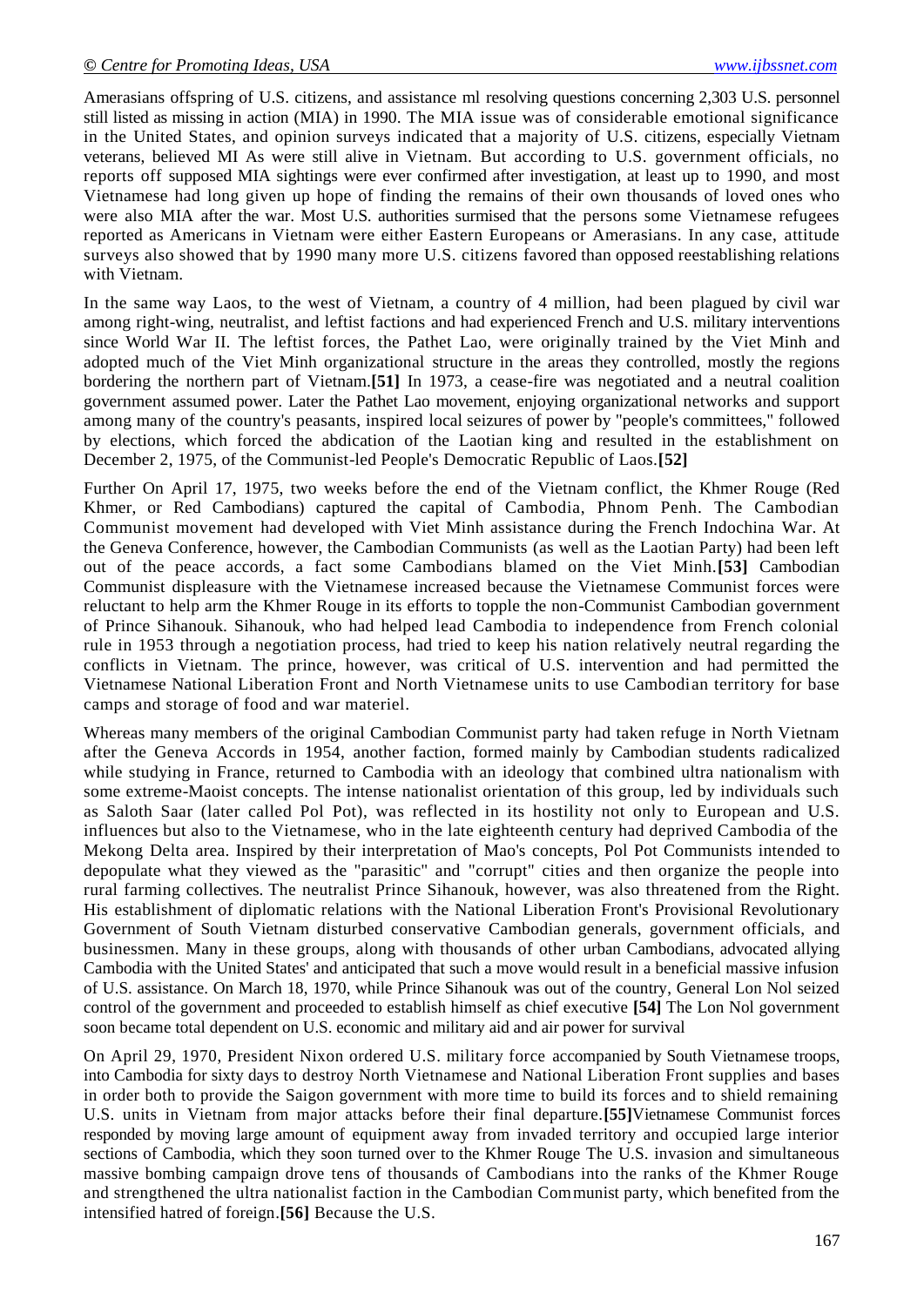Amerasians offspring of U.S. citizens, and assistance ml resolving questions concerning 2,303 U.S. personnel still listed as missing in action (MIA) in 1990. The MIA issue was of considerable emotional significance in the United States, and opinion surveys indicated that a majority of U.S. citizens, especially Vietnam veterans, believed MI As were still alive in Vietnam. But according to U.S. government officials, no reports off supposed MIA sightings were ever confirmed after investigation, at least up to 1990, and most Vietnamese had long given up hope of finding the remains of their own thousands of loved ones who were also MIA after the war. Most U.S. authorities surmised that the persons some Vietnamese refugees reported as Americans in Vietnam were either Eastern Europeans or Amerasians. In any case, attitude surveys also showed that by 1990 many more U.S. citizens favored than opposed reestablishing relations with Vietnam.

In the same way Laos, to the west of Vietnam, a country of 4 million, had been plagued by civil war among right-wing, neutralist, and leftist factions and had experienced French and U.S. military interventions since World War II. The leftist forces, the Pathet Lao, were originally trained by the Viet Minh and adopted much of the Viet Minh organizational structure in the areas they controlled, mostly the regions bordering the northern part of Vietnam.**[51]** In 1973, a cease-fire was negotiated and a neutral coalition government assumed power. Later the Pathet Lao movement, enjoying organizational networks and support among many of the country's peasants, inspired local seizures of power by "people's committees," followed by elections, which forced the abdication of the Laotian king and resulted in the establishment on December 2, 1975, of the Communist-led People's Democratic Republic of Laos.**[52]**

Further On April 17, 1975, two weeks before the end of the Vietnam conflict, the Khmer Rouge (Red Khmer, or Red Cambodians) captured the capital of Cambodia, Phnom Penh. The Cambodian Communist movement had developed with Viet Minh assistance during the French Indochina War. At the Geneva Conference, however, the Cambodian Communists (as well as the Laotian Party) had been left out of the peace accords, a fact some Cambodians blamed on the Viet Minh.**[53]** Cambodian Communist displeasure with the Vietnamese increased because the Vietnamese Communist forces were reluctant to help arm the Khmer Rouge in its efforts to topple the non-Communist Cambodian government of Prince Sihanouk. Sihanouk, who had helped lead Cambodia to independence from French colonial rule in 1953 through a negotiation process, had tried to keep his nation relatively neutral regarding the conflicts in Vietnam. The prince, however, was critical of U.S. intervention and had permitted the Vietnamese National Liberation Front and North Vietnamese units to use Cambodian territory for base camps and storage of food and war materiel.

Whereas many members of the original Cambodian Communist party had taken refuge in North Vietnam after the Geneva Accords in 1954, another faction, formed mainly by Cambodian students radicalized while studying in France, returned to Cambodia with an ideology that combined ultra nationalism with some extreme-Maoist concepts. The intense nationalist orientation of this group, led by individuals such as Saloth Saar (later called Pol Pot), was reflected in its hostility not only to European and U.S. influences but also to the Vietnamese, who in the late eighteenth century had deprived Cambodia of the Mekong Delta area. Inspired by their interpretation of Mao's concepts, Pol Pot Communists intended to depopulate what they viewed as the "parasitic" and "corrupt" cities and then organize the people into rural farming collectives. The neutralist Prince Sihanouk, however, was also threatened from the Right. His establishment of diplomatic relations with the National Liberation Front's Provisional Revolutionary Government of South Vietnam disturbed conservative Cambodian generals, government officials, and businessmen. Many in these groups, along with thousands of other urban Cambodians, advocated allying Cambodia with the United States' and anticipated that such a move would result in a beneficial massive infusion of U.S. assistance. On March 18, 1970, while Prince Sihanouk was out of the country, General Lon Nol seized control of the government and proceeded to establish himself as chief executive **[54]** The Lon Nol government soon became total dependent on U.S. economic and military aid and air power for survival

On April 29, 1970, President Nixon ordered U.S. military force accompanied by South Vietnamese troops, into Cambodia for sixty days to destroy North Vietnamese and National Liberation Front supplies and bases in order both to provide the Saigon government with more time to build its forces and to shield remaining U.S. units in Vietnam from major attacks before their final departure.**[55]**Vietnamese Communist forces responded by moving large amount of equipment away from invaded territory and occupied large interior sections of Cambodia, which they soon turned over to the Khmer Rouge The U.S. invasion and simultaneous massive bombing campaign drove tens of thousands of Cambodians into the ranks of the Khmer Rouge and strengthened the ultra nationalist faction in the Cambodian Communist party, which benefited from the intensified hatred of foreign.**[56]** Because the U.S.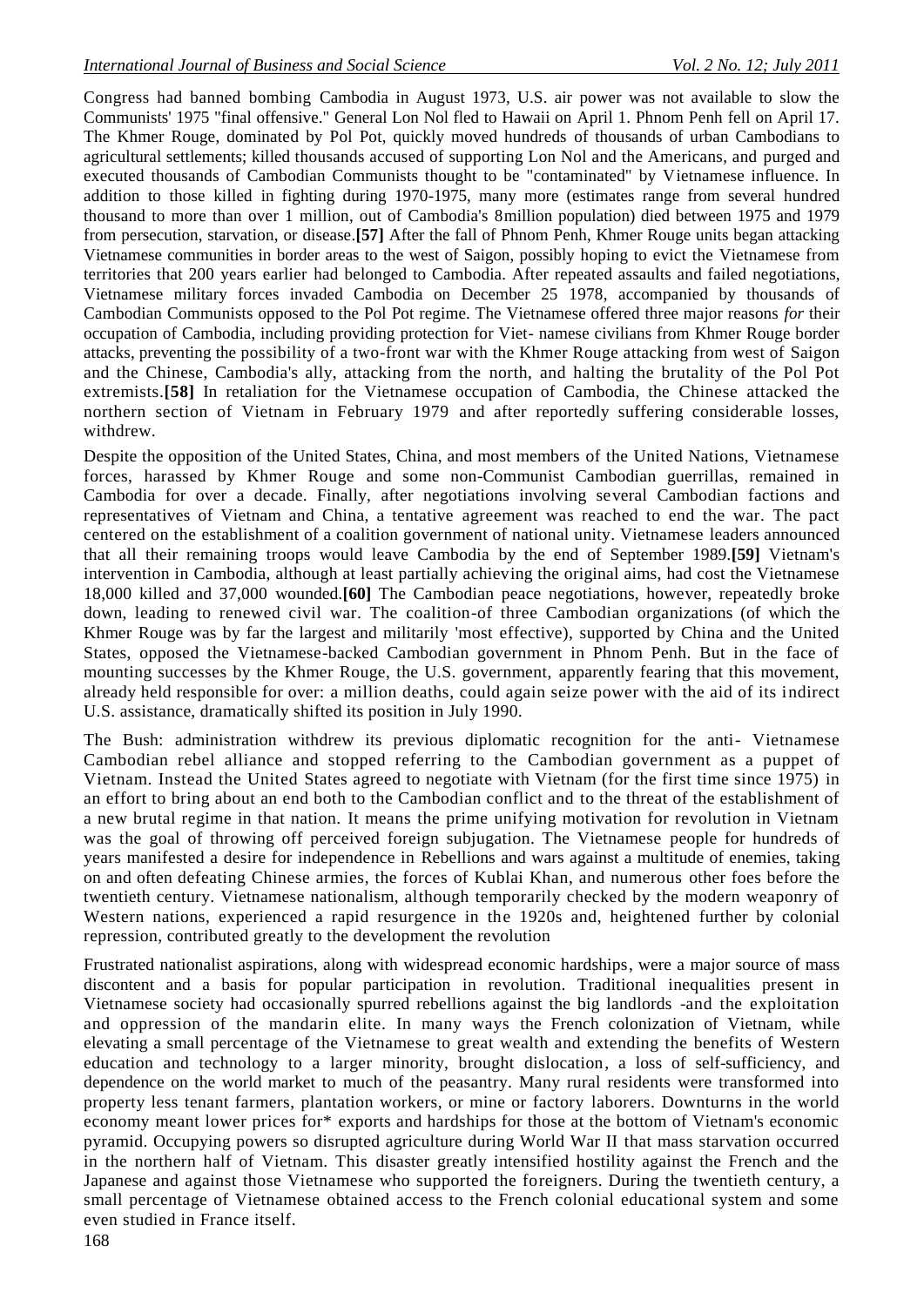Congress had banned bombing Cambodia in August 1973, U.S. air power was not available to slow the Communists' 1975 "final offensive." General Lon Nol fled to Hawaii on April 1. Phnom Penh fell on April 17. The Khmer Rouge, dominated by Pol Pot, quickly moved hundreds of thousands of urban Cambodians to agricultural settlements; killed thousands accused of supporting Lon Nol and the Americans, and purged and executed thousands of Cambodian Communists thought to be "contaminated" by Vietnamese influence. In addition to those killed in fighting during 1970-1975, many more (estimates range from several hundred thousand to more than over 1 million, out of Cambodia's 8million population) died between 1975 and 1979 from persecution, starvation, or disease.**[57]** After the fall of Phnom Penh, Khmer Rouge units began attacking Vietnamese communities in border areas to the west of Saigon, possibly hoping to evict the Vietnamese from territories that 200 years earlier had belonged to Cambodia. After repeated assaults and failed negotiations, Vietnamese military forces invaded Cambodia on December 25 1978, accompanied by thousands of Cambodian Communists opposed to the Pol Pot regime. The Vietnamese offered three major reasons *for* their occupation of Cambodia, including providing protection for Viet- namese civilians from Khmer Rouge border attacks, preventing the possibility of a two-front war with the Khmer Rouge attacking from west of Saigon and the Chinese, Cambodia's ally, attacking from the north, and halting the brutality of the Pol Pot extremists.**[58]** In retaliation for the Vietnamese occupation of Cambodia, the Chinese attacked the northern section of Vietnam in February 1979 and after reportedly suffering considerable losses, withdrew.

Despite the opposition of the United States, China, and most members of the United Nations, Vietnamese forces, harassed by Khmer Rouge and some non-Communist Cambodian guerrillas, remained in Cambodia for over a decade. Finally, after negotiations involving several Cambodian factions and representatives of Vietnam and China, a tentative agreement was reached to end the war. The pact centered on the establishment of a coalition government of national unity. Vietnamese leaders announced that all their remaining troops would leave Cambodia by the end of September 1989.**[59]** Vietnam's intervention in Cambodia, although at least partially achieving the original aims, had cost the Vietnamese 18,000 killed and 37,000 wounded.**[60]** The Cambodian peace negotiations, however, repeatedly broke down, leading to renewed civil war. The coalition-of three Cambodian organizations (of which the Khmer Rouge was by far the largest and militarily 'most effective), supported by China and the United States, opposed the Vietnamese-backed Cambodian government in Phnom Penh. But in the face of mounting successes by the Khmer Rouge, the U.S. government, apparently fearing that this movement, already held responsible for over: a million deaths, could again seize power with the aid of its indirect U.S. assistance, dramatically shifted its position in July 1990.

The Bush: administration withdrew its previous diplomatic recognition for the anti- Vietnamese Cambodian rebel alliance and stopped referring to the Cambodian government as a puppet of Vietnam. Instead the United States agreed to negotiate with Vietnam (for the first time since 1975) in an effort to bring about an end both to the Cambodian conflict and to the threat of the establishment of a new brutal regime in that nation. It means the prime unifying motivation for revolution in Vietnam was the goal of throwing off perceived foreign subjugation. The Vietnamese people for hundreds of years manifested a desire for independence in Rebellions and wars against a multitude of enemies, taking on and often defeating Chinese armies, the forces of Kublai Khan, and numerous other foes before the twentieth century. Vietnamese nationalism, although temporarily checked by the modern weaponry of Western nations, experienced a rapid resurgence in the 1920s and, heightened further by colonial repression, contributed greatly to the development the revolution

Frustrated nationalist aspirations, along with widespread economic hardships, were a major source of mass discontent and a basis for popular participation in revolution. Traditional inequalities present in Vietnamese society had occasionally spurred rebellions against the big landlords -and the exploitation and oppression of the mandarin elite. In many ways the French colonization of Vietnam, while elevating a small percentage of the Vietnamese to great wealth and extending the benefits of Western education and technology to a larger minority, brought dislocation, a loss of self-sufficiency, and dependence on the world market to much of the peasantry. Many rural residents were transformed into property less tenant farmers, plantation workers, or mine or factory laborers. Downturns in the world economy meant lower prices for* exports and hardships for those at the bottom of Vietnam's economic pyramid. Occupying powers so disrupted agriculture during World War II that mass starvation occurred in the northern half of Vietnam. This disaster greatly intensified hostility against the French and the Japanese and against those Vietnamese who supported the foreigners. During the twentieth century, a small percentage of Vietnamese obtained access to the French colonial educational system and some even studied in France itself.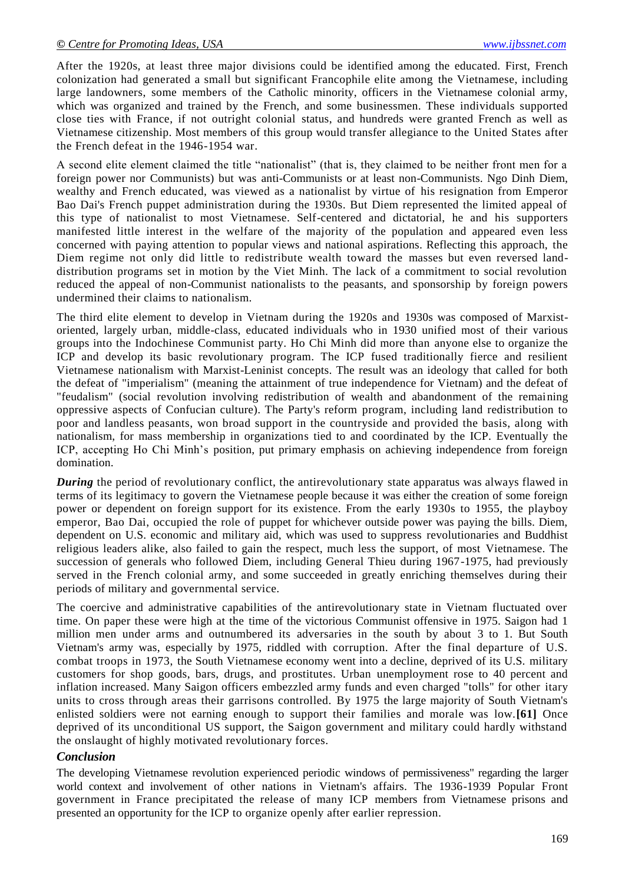After the 1920s, at least three major divisions could be identified among the educated. First, French colonization had generated a small but significant Francophile elite among the Vietnamese, including large landowners, some members of the Catholic minority, officers in the Vietnamese colonial army, which was organized and trained by the French, and some businessmen. These individuals supported close ties with France, if not outright colonial status, and hundreds were granted French as well as Vietnamese citizenship. Most members of this group would transfer allegiance to the United States after the French defeat in the 1946-1954 war.

A second elite element claimed the title "nationalist" (that is, they claimed to be neither front men for a foreign power nor Communists) but was anti-Communists or at least non-Communists. Ngo Dinh Diem, wealthy and French educated, was viewed as a nationalist by virtue of his resignation from Emperor Bao Dai's French puppet administration during the 1930s. But Diem represented the limited appeal of this type of nationalist to most Vietnamese. Self-centered and dictatorial, he and his supporters manifested little interest in the welfare of the majority of the population and appeared even less concerned with paying attention to popular views and national aspirations. Reflecting this approach, the Diem regime not only did little to redistribute wealth toward the masses but even reversed land-distribution programs set in motion by the Viet Minh. The lack of a commitment to social revolution reduced the appeal of non-Communist nationalists to the peasants, and sponsorship by foreign powers undermined their claims to nationalism.

The third elite element to develop in Vietnam during the 1920s and 1930s was composed of Marxist-oriented, largely urban, middle-class, educated individuals who in 1930 unified most of their various groups into the Indochinese Communist party. Ho Chi Minh did more than anyone else to organize the ICP and develop its basic revolutionary program. The ICP fused traditionally fierce and resilient Vietnamese nationalism with Marxist-Leninist concepts. The result was an ideology that called for both the defeat of "imperialism" (meaning the attainment of true independence for Vietnam) and the defeat of "feudalism" (social revolution involving redistribution of wealth and abandonment of the remaining oppressive aspects of Confucian culture). The Party's reform program, including land redistribution to poor and landless peasants, won broad support in the countryside and provided the basis, along with nationalism, for mass membership in organizations tied to and coordinated by the ICP. Eventually the ICP, accepting Ho Chi Minh's position, put primary emphasis on achieving independence from foreign domination.

***During*** the period of revolutionary conflict, the antirevolutionary state apparatus was always flawed in terms of its legitimacy to govern the Vietnamese people because it was either the creation of some foreign power or dependent on foreign support for its existence. From the early 1930s to 1955, the playboy emperor, Bao Dai, occupied the role of puppet for whichever outside power was paying the bills. Diem, dependent on U.S. economic and military aid, which was used to suppress revolutionaries and Buddhist religious leaders alike, also failed to gain the respect, much less the support, of most Vietnamese. The succession of generals who followed Diem, including General Thieu during 1967-1975, had previously served in the French colonial army, and some succeeded in greatly enriching themselves during their periods of military and governmental service.

The coercive and administrative capabilities of the antirevolutionary state in Vietnam fluctuated over time. On paper these were high at the time of the victorious Communist offensive in 1975. Saigon had 1 million men under arms and outnumbered its adversaries in the south by about 3 to 1. But South Vietnam's army was, especially by 1975, riddled with corruption. After the final departure of U.S. combat troops in 1973, the South Vietnamese economy went into a decline, deprived of its U.S. military customers for shop goods, bars, drugs, and prostitutes. Urban unemployment rose to 40 percent and inflation increased. Many Saigon officers embezzled army funds and even charged "tolls" for other itary units to cross through areas their garrisons controlled. By 1975 the large majority of South Vietnam's enlisted soldiers were not earning enough to support their families and morale was low.**[61]** Once deprived of its unconditional US support, the Saigon government and military could hardly withstand the onslaught of highly motivated revolutionary forces.

### *Conclusion*

The developing Vietnamese revolution experienced periodic windows of permissiveness" regarding the larger world context and involvement of other nations in Vietnam's affairs. The 1936-1939 Popular Front government in France precipitated the release of many ICP members from Vietnamese prisons and presented an opportunity for the ICP to organize openly after earlier repression.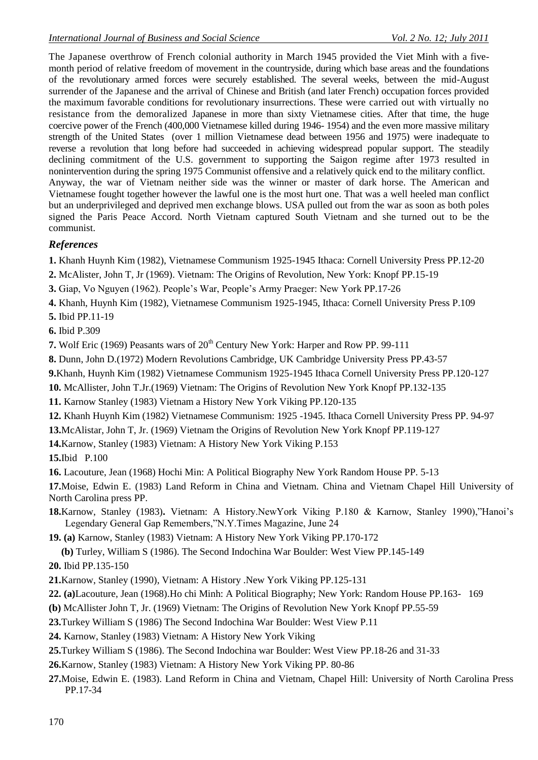The Japanese overthrow of French colonial authority in March 1945 provided the Viet Minh with a five-month period of relative freedom of movement in the countryside, during which base areas and the foundations of the revolutionary armed forces were securely established. The several weeks, between the mid-August surrender of the Japanese and the arrival of Chinese and British (and later French) occupation forces provided the maximum favorable conditions for revolutionary insurrections. These were carried out with virtually no resistance from the demoralized Japanese in more than sixty Vietnamese cities. After that time, the huge coercive power of the French (400,000 Vietnamese killed during 1946- 1954) and the even more massive military strength of the United States (over 1 million Vietnamese dead between 1956 and 1975) were inadequate to reverse a revolution that long before had succeeded in achieving widespread popular support. The steadily declining commitment of the U.S. government to supporting the Saigon regime after 1973 resulted in nonintervention during the spring 1975 Communist offensive and a relatively quick end to the military conflict.

Anyway, the war of Vietnam neither side was the winner or master of dark horse. The American and Vietnamese fought together however the lawful one is the most hurt one. That was a well heeled man conflict but an underprivileged and deprived men exchange blows. USA pulled out from the war as soon as both poles signed the Paris Peace Accord. North Vietnam captured South Vietnam and she turned out to be the communist.

## *References*

**1.** Khanh Huynh Kim (1982), Vietnamese Communism 1925-1945 Ithaca: Cornell University Press PP.12-20

**2.** McAlister, John T, Jr (1969). Vietnam: The Origins of Revolution, New York: Knopf PP.15-19

**3.** Giap, Vo Nguyen (1962). People's War, People's Army Praeger: New York PP.17-26

**4.** Khanh, Huynh Kim (1982), Vietnamese Communism 1925-1945, Ithaca: Cornell University Press P.109

**5.** Ibid PP.11-19

**6.** Ibid P.309

**7.** Wolf Eric (1969) Peasants wars of 20th Century New York: Harper and Row PP. 99-111

**8.** Dunn, John D.(1972) Modern Revolutions Cambridge, UK Cambridge University Press PP.43-57

**9.** Khanh, Huynh Kim (1982) Vietnamese Communism 1925-1945 Ithaca Cornell University Press PP.120-127

**10.** McAllister, John T.Jr.(1969) Vietnam: The Origins of Revolution New York Knopf PP.132-135

**11.** Karnow Stanley (1983) Vietnam a History New York Viking PP.120-135

**12.** Khanh Huynh Kim (1982) Vietnamese Communism: 1925 -1945. Ithaca Cornell University Press PP. 94-97

**13.** McAlistar, John T, Jr. (1969) Vietnam the Origins of Revolution New York Knopf PP.119-127

**14.** Karnow, Stanley (1983) Vietnam: A History New York Viking P.153

**15.** Ibid P.100

**16.** Lacouture, Jean (1968) Hochi Min: A Political Biography New York Random House PP. 5-13

**17.** Moise, Edwin E. (1983) Land Reform in China and Vietnam. China and Vietnam Chapel Hill University of North Carolina press PP.

**18.** Karnow, Stanley (1983)**.** Vietnam: A History.NewYork Viking P.180 & Karnow, Stanley 1990),"Hanoi's Legendary General Gap Remembers,"N.Y.Times Magazine, June 24

**19. (a)** Karnow, Stanley (1983) Vietnam: A History New York Viking PP.170-172

**(b)** Turley, William S (1986). The Second Indochina War Boulder: West View PP.145-149

**20.** Ibid PP.135-150

**21.** Karnow, Stanley (1990), Vietnam: A History .New York Viking PP.125-131

**22. (a)** Lacouture, Jean (1968).Ho chi Minh: A Political Biography; New York: Random House PP.163- 169

**(b)** McAllister John T, Jr. (1969) Vietnam: The Origins of Revolution New York Knopf PP.55-59

**23.** Turkey William S (1986) The Second Indochina War Boulder: West View P.11

**24.** Karnow, Stanley (1983) Vietnam: A History New York Viking

**25.** Turkey William S (1986). The Second Indochina war Boulder: West View PP.18-26 and 31-33

**26.** Karnow, Stanley (1983) Vietnam: A History New York Viking PP. 80-86

**27.** Moise, Edwin E. (1983). Land Reform in China and Vietnam, Chapel Hill: University of North Carolina Press PP.17-34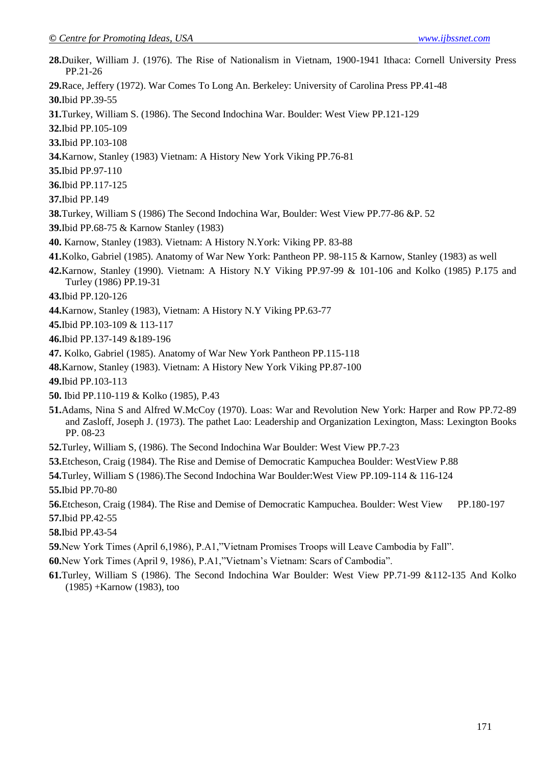**28.**Duiker, William J. (1976). The Rise of Nationalism in Vietnam, 1900-1941 Ithaca: Cornell University Press PP.21-26

**29.**Race, Jeffery (1972). War Comes To Long An. Berkeley: University of Carolina Press PP.41-48

**30.**Ibid PP.39-55

**31.**Turkey, William S. (1986). The Second Indochina War. Boulder: West View PP.121-129

**32.**Ibid PP.105-109

**33.**Ibid PP.103-108

**34.**Karnow, Stanley (1983) Vietnam: A History New York Viking PP.76-81

**35.**Ibid PP.97-110

**36.**Ibid PP.117-125

**37.**Ibid PP.149

**38.**Turkey, William S (1986) The Second Indochina War, Boulder: West View PP.77-86 &P. 52

**39.**Ibid PP.68-75 & Karnow Stanley (1983)

**40.** Karnow, Stanley (1983). Vietnam: A History N.York: Viking PP. 83-88

**41.**Kolko, Gabriel (1985). Anatomy of War New York: Pantheon PP. 98-115 & Karnow, Stanley (1983) as well

**42.**Karnow, Stanley (1990). Vietnam: A History N.Y Viking PP.97-99 & 101-106 and Kolko (1985) P.175 and Turley (1986) PP.19-31

**43.**Ibid PP.120-126

**44.**Karnow, Stanley (1983), Vietnam: A History N.Y Viking PP.63-77

**45.**Ibid PP.103-109 & 113-117

**46.**Ibid PP.137-149 &189-196

**47.** Kolko, Gabriel (1985). Anatomy of War New York Pantheon PP.115-118

**48.**Karnow, Stanley (1983). Vietnam: A History New York Viking PP.87-100

**49.**Ibid PP.103-113

**50.** Ibid PP.110-119 & Kolko (1985), P.43

**51.**Adams, Nina S and Alfred W.McCoy (1970). Loas: War and Revolution New York: Harper and Row PP.72-89 and Zasloff, Joseph J. (1973). The pathet Lao: Leadership and Organization Lexington, Mass: Lexington Books PP. 08-23

**52.**Turley, William S, (1986). The Second Indochina War Boulder: West View PP.7-23

**53.**Etcheson, Craig (1984). The Rise and Demise of Democratic Kampuchea Boulder: WestView P.88

**54.**Turley, William S (1986).The Second Indochina War Boulder:West View PP.109-114 & 116-124

**55.**Ibid PP.70-80

**56.**Etcheson, Craig (1984). The Rise and Demise of Democratic Kampuchea. Boulder: West View PP.180-197

**57.**Ibid PP.42-55

**58.**Ibid PP.43-54

**59.**New York Times (April 6,1986), P.A1,"Vietnam Promises Troops will Leave Cambodia by Fall".

**60.**New York Times (April 9, 1986), P.A1,"Vietnam's Vietnam: Scars of Cambodia".

**61.**Turley, William S (1986). The Second Indochina War Boulder: West View PP.71-99 &112-135 And Kolko (1985) +Karnow (1983), too